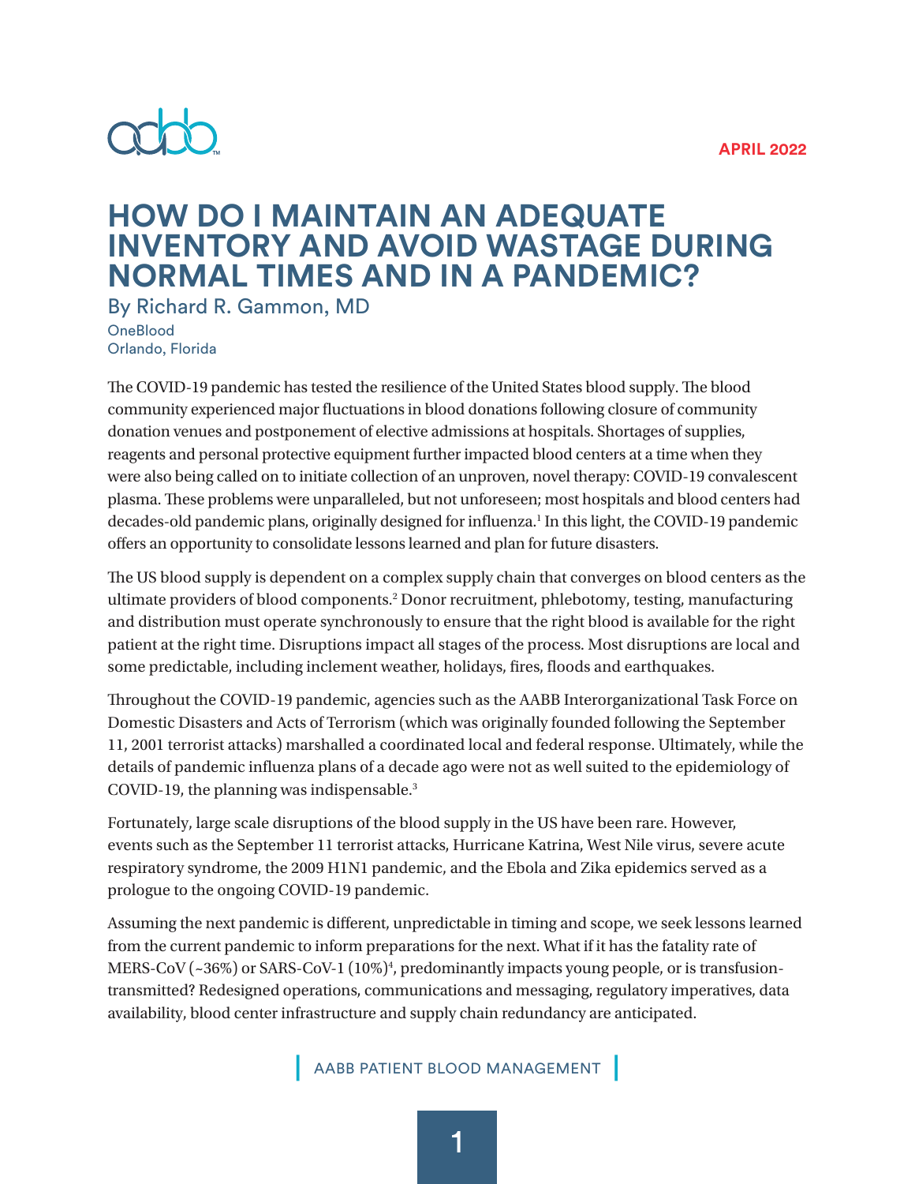APRIL 2022

# HOW DO I MAINTAIN AN ADEQUATE INVENTORY AND AVOID WASTAGE DURING NORMAL TIMES AND IN A PANDEMIC?

By Richard R. Gammon, MD

OneBlood
Orlando, Florida

The COVID-19 pandemic has tested the resilience of the United States blood supply. The blood community experienced major fluctuations in blood donations following closure of community donation venues and postponement of elective admissions at hospitals. Shortages of supplies, reagents and personal protective equipment further impacted blood centers at a time when they were also being called on to initiate collection of an unproven, novel therapy: COVID-19 convalescent plasma. These problems were unparalleled, but not unforeseen; most hospitals and blood centers had decades-old pandemic plans, originally designed for influenza.[1] In this light, the COVID-19 pandemic offers an opportunity to consolidate lessons learned and plan for future disasters.

The US blood supply is dependent on a complex supply chain that converges on blood centers as the ultimate providers of blood components.[2] Donor recruitment, phlebotomy, testing, manufacturing and distribution must operate synchronously to ensure that the right blood is available for the right patient at the right time. Disruptions impact all stages of the process. Most disruptions are local and some predictable, including inclement weather, holidays, fires, floods and earthquakes.

Throughout the COVID-19 pandemic, agencies such as the AABB Interorganizational Task Force on Domestic Disasters and Acts of Terrorism (which was originally founded following the September 11, 2001 terrorist attacks) marshalled a coordinated local and federal response. Ultimately, while the details of pandemic influenza plans of a decade ago were not as well suited to the epidemiology of COVID-19, the planning was indispensable.[3]

Fortunately, large scale disruptions of the blood supply in the US have been rare. However, events such as the September 11 terrorist attacks, Hurricane Katrina, West Nile virus, severe acute respiratory syndrome, the 2009 H1N1 pandemic, and the Ebola and Zika epidemics served as a prologue to the ongoing COVID-19 pandemic.

Assuming the next pandemic is different, unpredictable in timing and scope, we seek lessons learned from the current pandemic to inform preparations for the next. What if it has the fatality rate of MERS-CoV (~36%) or SARS-CoV-1 (10%)[4], predominantly impacts young people, or is transfusion-transmitted? Redesigned operations, communications and messaging, regulatory imperatives, data availability, blood center infrastructure and supply chain redundancy are anticipated.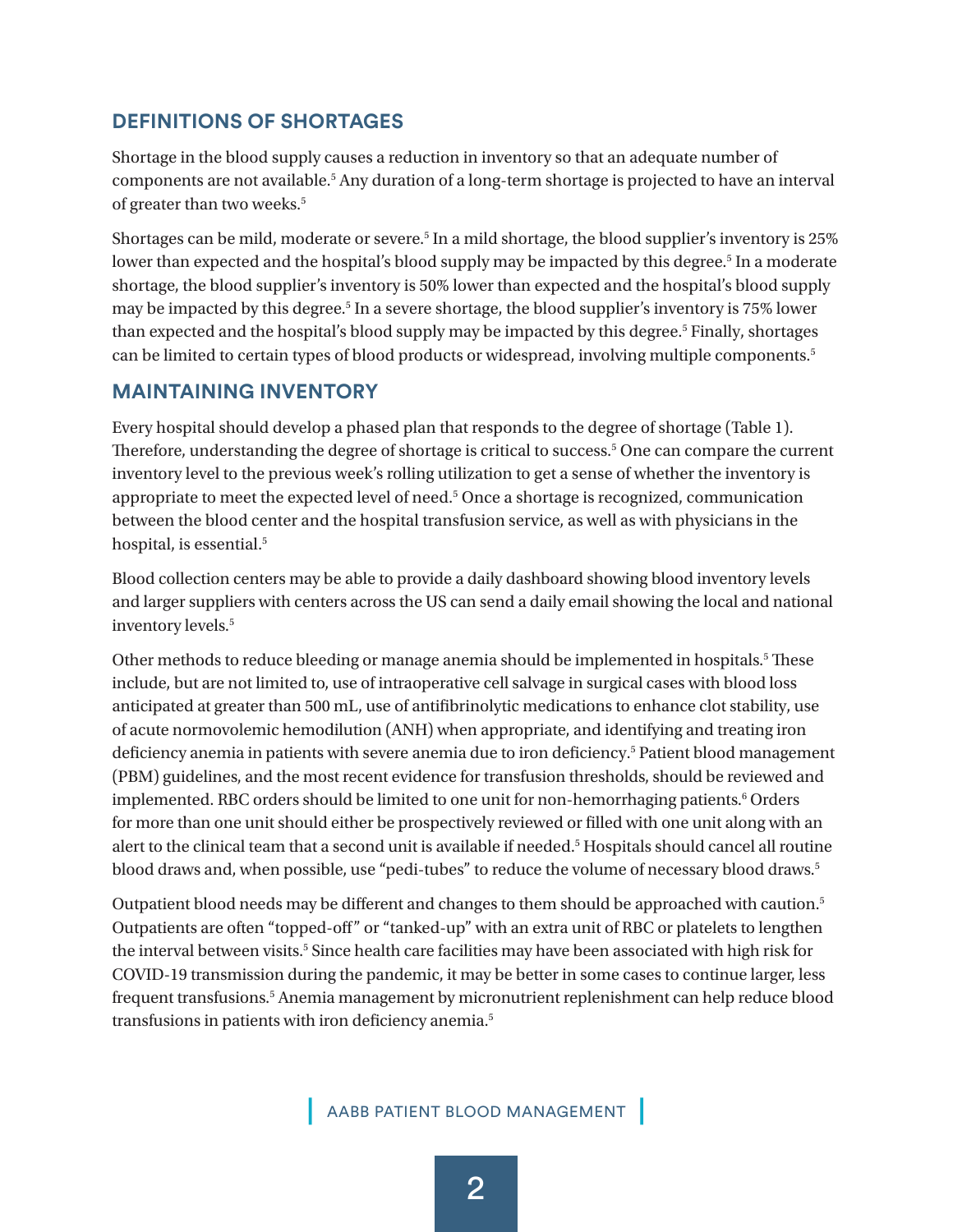## DEFINITIONS OF SHORTAGES

Shortage in the blood supply causes a reduction in inventory so that an adequate number of components are not available.[5] Any duration of a long-term shortage is projected to have an interval of greater than two weeks.[5]

Shortages can be mild, moderate or severe.[5] In a mild shortage, the blood supplier's inventory is 25% lower than expected and the hospital's blood supply may be impacted by this degree.[5] In a moderate shortage, the blood supplier's inventory is 50% lower than expected and the hospital's blood supply may be impacted by this degree.[5] In a severe shortage, the blood supplier's inventory is 75% lower than expected and the hospital's blood supply may be impacted by this degree.[5] Finally, shortages can be limited to certain types of blood products or widespread, involving multiple components.[5]

## MAINTAINING INVENTORY

Every hospital should develop a phased plan that responds to the degree of shortage (Table 1). Therefore, understanding the degree of shortage is critical to success.[5] One can compare the current inventory level to the previous week's rolling utilization to get a sense of whether the inventory is appropriate to meet the expected level of need.[5] Once a shortage is recognized, communication between the blood center and the hospital transfusion service, as well as with physicians in the hospital, is essential.[5]

Blood collection centers may be able to provide a daily dashboard showing blood inventory levels and larger suppliers with centers across the US can send a daily email showing the local and national inventory levels.[5]

Other methods to reduce bleeding or manage anemia should be implemented in hospitals.[5] These include, but are not limited to, use of intraoperative cell salvage in surgical cases with blood loss anticipated at greater than 500 mL, use of antifibrinolytic medications to enhance clot stability, use of acute normovolemic hemodilution (ANH) when appropriate, and identifying and treating iron deficiency anemia in patients with severe anemia due to iron deficiency.[5] Patient blood management (PBM) guidelines, and the most recent evidence for transfusion thresholds, should be reviewed and implemented. RBC orders should be limited to one unit for non-hemorrhaging patients.[6] Orders for more than one unit should either be prospectively reviewed or filled with one unit along with an alert to the clinical team that a second unit is available if needed.[5] Hospitals should cancel all routine blood draws and, when possible, use "pedi-tubes" to reduce the volume of necessary blood draws.[5]

Outpatient blood needs may be different and changes to them should be approached with caution.[5] Outpatients are often "topped-off" or "tanked-up" with an extra unit of RBC or platelets to lengthen the interval between visits.[5] Since health care facilities may have been associated with high risk for COVID-19 transmission during the pandemic, it may be better in some cases to continue larger, less frequent transfusions.[5] Anemia management by micronutrient replenishment can help reduce blood transfusions in patients with iron deficiency anemia.[5]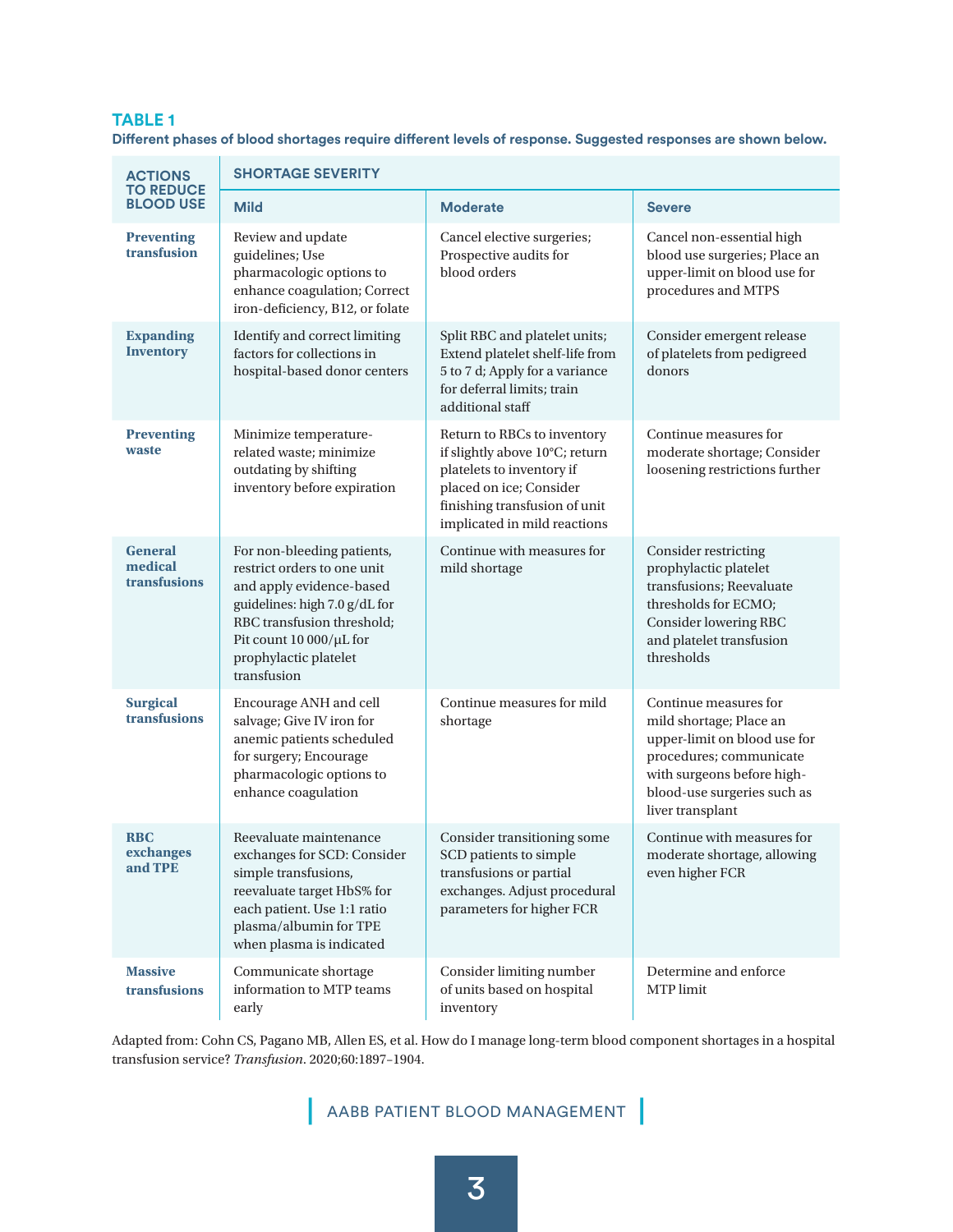**TABLE 1**

**Different phases of blood shortages require different levels of response. Suggested responses are shown below.**

| ACTIONS TO REDUCE BLOOD USE | SHORTAGE SEVERITY | | |
|---|---|---|---|
| | **Mild** | **Moderate** | **Severe** |
| **Preventing transfusion** | Review and update guidelines; Use pharmacologic options to enhance coagulation; Correct iron-deficiency, B12, or folate | Cancel elective surgeries; Prospective audits for blood orders | Cancel non-essential high blood use surgeries; Place an upper-limit on blood use for procedures and MTPS |
| **Expanding Inventory** | Identify and correct limiting factors for collections in hospital-based donor centers | Split RBC and platelet units; Extend platelet shelf-life from 5 to 7 d; Apply for a variance for deferral limits; train additional staff | Consider emergent release of platelets from pedigreed donors |
| **Preventing waste** | Minimize temperature-related waste; minimize outdating by shifting inventory before expiration | Return to RBCs to inventory if slightly above 10°C; return platelets to inventory if placed on ice; Consider finishing transfusion of unit implicated in mild reactions | Continue measures for moderate shortage; Consider loosening restrictions further |
| **General medical transfusions** | For non-bleeding patients, restrict orders to one unit and apply evidence-based guidelines: high 7.0 g/dL for RBC transfusion threshold; Pit count 10 000/μL for prophylactic platelet transfusion | Continue with measures for mild shortage | Consider restricting prophylactic platelet transfusions; Reevaluate thresholds for ECMO; Consider lowering RBC and platelet transfusion thresholds |
| **Surgical transfusions** | Encourage ANH and cell salvage; Give IV iron for anemic patients scheduled for surgery; Encourage pharmacologic options to enhance coagulation | Continue measures for mild shortage | Continue measures for mild shortage; Place an upper-limit on blood use for procedures; communicate with surgeons before high-blood-use surgeries such as liver transplant |
| **RBC exchanges and TPE** | Reevaluate maintenance exchanges for SCD: Consider simple transfusions, reevaluate target HbS% for each patient. Use 1:1 ratio plasma/albumin for TPE when plasma is indicated | Consider transitioning some SCD patients to simple transfusions or partial exchanges. Adjust procedural parameters for higher FCR | Continue with measures for moderate shortage, allowing even higher FCR |
| **Massive transfusions** | Communicate shortage information to MTP teams early | Consider limiting number of units based on hospital inventory | Determine and enforce MTP limit |

Adapted from: Cohn CS, Pagano MB, Allen ES, et al. How do I manage long-term blood component shortages in a hospital transfusion service? *Transfusion*. 2020;60:1897–1904.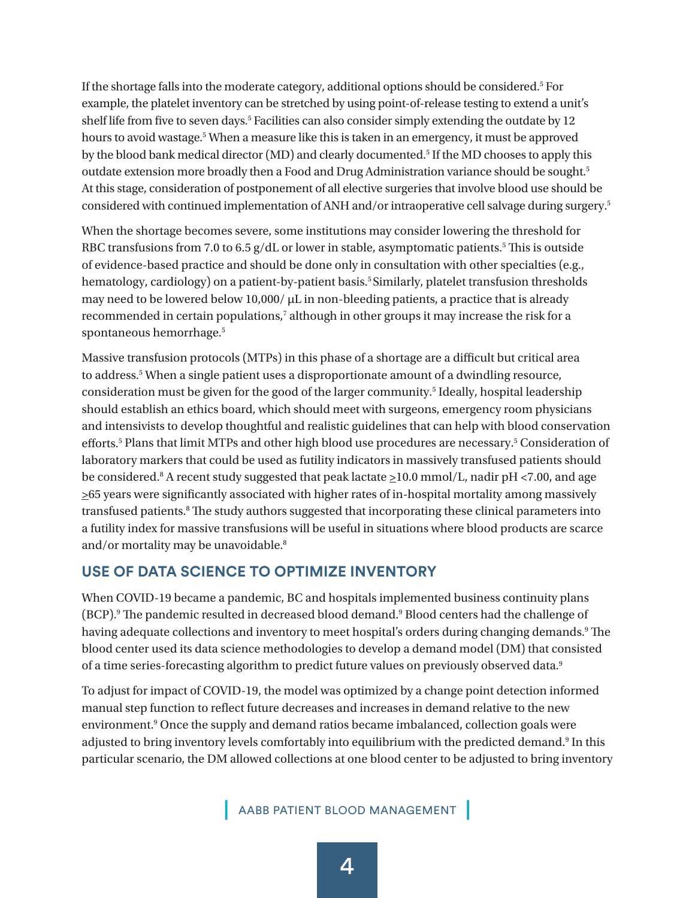If the shortage falls into the moderate category, additional options should be considered.[5] For example, the platelet inventory can be stretched by using point-of-release testing to extend a unit's shelf life from five to seven days.[5] Facilities can also consider simply extending the outdate by 12 hours to avoid wastage.[5] When a measure like this is taken in an emergency, it must be approved by the blood bank medical director (MD) and clearly documented.[5] If the MD chooses to apply this outdate extension more broadly then a Food and Drug Administration variance should be sought.[5] At this stage, consideration of postponement of all elective surgeries that involve blood use should be considered with continued implementation of ANH and/or intraoperative cell salvage during surgery.[5]

When the shortage becomes severe, some institutions may consider lowering the threshold for RBC transfusions from 7.0 to 6.5 g/dL or lower in stable, asymptomatic patients.[5] This is outside of evidence-based practice and should be done only in consultation with other specialties (e.g., hematology, cardiology) on a patient-by-patient basis.[5] Similarly, platelet transfusion thresholds may need to be lowered below 10,000/ µL in non-bleeding patients, a practice that is already recommended in certain populations,[7] although in other groups it may increase the risk for a spontaneous hemorrhage.[5]

Massive transfusion protocols (MTPs) in this phase of a shortage are a difficult but critical area to address.[5] When a single patient uses a disproportionate amount of a dwindling resource, consideration must be given for the good of the larger community.[5] Ideally, hospital leadership should establish an ethics board, which should meet with surgeons, emergency room physicians and intensivists to develop thoughtful and realistic guidelines that can help with blood conservation efforts.[5] Plans that limit MTPs and other high blood use procedures are necessary.[5] Consideration of laboratory markers that could be used as futility indicators in massively transfused patients should be considered.[8] A recent study suggested that peak lactate ≥10.0 mmol/L, nadir pH <7.00, and age ≥65 years were significantly associated with higher rates of in-hospital mortality among massively transfused patients.[8] The study authors suggested that incorporating these clinical parameters into a futility index for massive transfusions will be useful in situations where blood products are scarce and/or mortality may be unavoidable.[8]

## USE OF DATA SCIENCE TO OPTIMIZE INVENTORY

When COVID-19 became a pandemic, BC and hospitals implemented business continuity plans (BCP).[9] The pandemic resulted in decreased blood demand.[9] Blood centers had the challenge of having adequate collections and inventory to meet hospital's orders during changing demands.[9] The blood center used its data science methodologies to develop a demand model (DM) that consisted of a time series-forecasting algorithm to predict future values on previously observed data.[9]

To adjust for impact of COVID-19, the model was optimized by a change point detection informed manual step function to reflect future decreases and increases in demand relative to the new environment.[9] Once the supply and demand ratios became imbalanced, collection goals were adjusted to bring inventory levels comfortably into equilibrium with the predicted demand.[9] In this particular scenario, the DM allowed collections at one blood center to be adjusted to bring inventory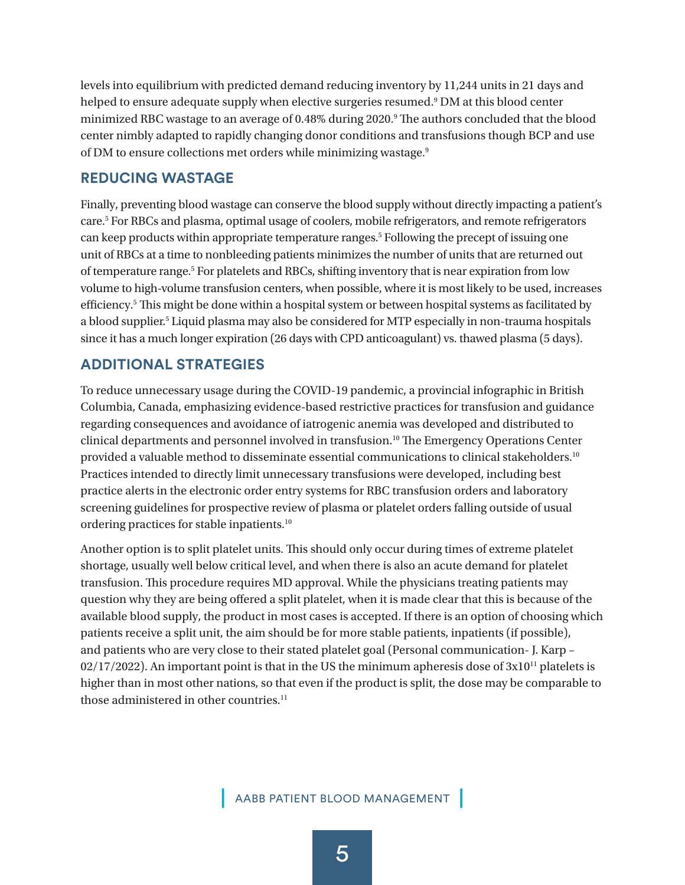levels into equilibrium with predicted demand reducing inventory by 11,244 units in 21 days and helped to ensure adequate supply when elective surgeries resumed.[9] DM at this blood center minimized RBC wastage to an average of 0.48% during 2020.[9] The authors concluded that the blood center nimbly adapted to rapidly changing donor conditions and transfusions though BCP and use of DM to ensure collections met orders while minimizing wastage.[9]

## REDUCING WASTAGE

Finally, preventing blood wastage can conserve the blood supply without directly impacting a patient's care.[5] For RBCs and plasma, optimal usage of coolers, mobile refrigerators, and remote refrigerators can keep products within appropriate temperature ranges.[5] Following the precept of issuing one unit of RBCs at a time to nonbleeding patients minimizes the number of units that are returned out of temperature range.[5] For platelets and RBCs, shifting inventory that is near expiration from low volume to high-volume transfusion centers, when possible, where it is most likely to be used, increases efficiency.[5] This might be done within a hospital system or between hospital systems as facilitated by a blood supplier.[5] Liquid plasma may also be considered for MTP especially in non-trauma hospitals since it has a much longer expiration (26 days with CPD anticoagulant) vs. thawed plasma (5 days).

## ADDITIONAL STRATEGIES

To reduce unnecessary usage during the COVID-19 pandemic, a provincial infographic in British Columbia, Canada, emphasizing evidence-based restrictive practices for transfusion and guidance regarding consequences and avoidance of iatrogenic anemia was developed and distributed to clinical departments and personnel involved in transfusion.[10] The Emergency Operations Center provided a valuable method to disseminate essential communications to clinical stakeholders.[10] Practices intended to directly limit unnecessary transfusions were developed, including best practice alerts in the electronic order entry systems for RBC transfusion orders and laboratory screening guidelines for prospective review of plasma or platelet orders falling outside of usual ordering practices for stable inpatients.[10]

Another option is to split platelet units. This should only occur during times of extreme platelet shortage, usually well below critical level, and when there is also an acute demand for platelet transfusion. This procedure requires MD approval. While the physicians treating patients may question why they are being offered a split platelet, when it is made clear that this is because of the available blood supply, the product in most cases is accepted. If there is an option of choosing which patients receive a split unit, the aim should be for more stable patients, inpatients (if possible), and patients who are very close to their stated platelet goal (Personal communication- J. Karp – 02/17/2022). An important point is that in the US the minimum apheresis dose of $3 \times 10^{11}$ platelets is higher than in most other nations, so that even if the product is split, the dose may be comparable to those administered in other countries.[11]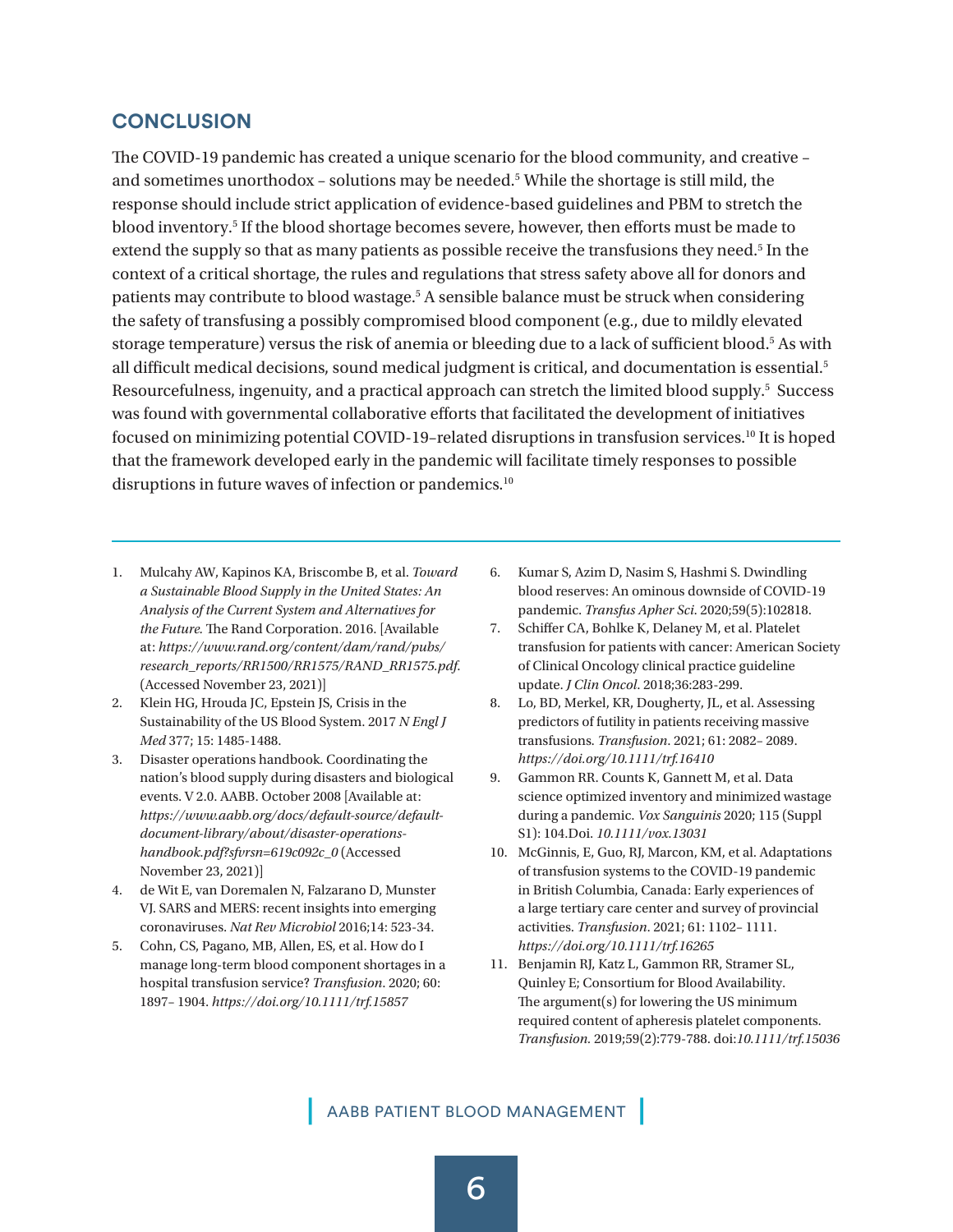## CONCLUSION

The COVID-19 pandemic has created a unique scenario for the blood community, and creative – and sometimes unorthodox – solutions may be needed.[5] While the shortage is still mild, the response should include strict application of evidence-based guidelines and PBM to stretch the blood inventory.[5] If the blood shortage becomes severe, however, then efforts must be made to extend the supply so that as many patients as possible receive the transfusions they need.[5] In the context of a critical shortage, the rules and regulations that stress safety above all for donors and patients may contribute to blood wastage.[5] A sensible balance must be struck when considering the safety of transfusing a possibly compromised blood component (e.g., due to mildly elevated storage temperature) versus the risk of anemia or bleeding due to a lack of sufficient blood.[5] As with all difficult medical decisions, sound medical judgment is critical, and documentation is essential.[5] Resourcefulness, ingenuity, and a practical approach can stretch the limited blood supply.[5] Success was found with governmental collaborative efforts that facilitated the development of initiatives focused on minimizing potential COVID-19–related disruptions in transfusion services.[10] It is hoped that the framework developed early in the pandemic will facilitate timely responses to possible disruptions in future waves of infection or pandemics.[10]

---

1. Mulcahy AW, Kapinos KA, Briscombe B, et al. *Toward a Sustainable Blood Supply in the United States: An Analysis of the Current System and Alternatives for the Future.* The Rand Corporation. 2016. [Available at: *https://www.rand.org/content/dam/rand/pubs/research_reports/RR1500/RR1575/RAND_RR1575.pdf.* (Accessed November 23, 2021)]
2. Klein HG, Hrouda JC, Epstein JS, Crisis in the Sustainability of the US Blood System. 2017 *N Engl J Med* 377; 15: 1485-1488.
3. Disaster operations handbook. Coordinating the nation's blood supply during disasters and biological events. V 2.0. AABB. October 2008 [Available at: *https://www.aabb.org/docs/default-source/default-document-library/about/disaster-operations-handbook.pdf?sfvrsn=619c092c_0* (Accessed November 23, 2021)]
4. de Wit E, van Doremalen N, Falzarano D, Munster VJ. SARS and MERS: recent insights into emerging coronaviruses. *Nat Rev Microbiol* 2016;14: 523-34.
5. Cohn, CS, Pagano, MB, Allen, ES, et al. How do I manage long-term blood component shortages in a hospital transfusion service? *Transfusion*. 2020; 60: 1897– 1904. *https://doi.org/10.1111/trf.15857*
6. Kumar S, Azim D, Nasim S, Hashmi S. Dwindling blood reserves: An ominous downside of COVID-19 pandemic. *Transfus Apher Sci*. 2020;59(5):102818.
7. Schiffer CA, Bohlke K, Delaney M, et al. Platelet transfusion for patients with cancer: American Society of Clinical Oncology clinical practice guideline update. *J Clin Oncol*. 2018;36:283-299.
8. Lo, BD, Merkel, KR, Dougherty, JL, et al. Assessing predictors of futility in patients receiving massive transfusions. *Transfusion*. 2021; 61: 2082– 2089. *https://doi.org/10.1111/trf.16410*
9. Gammon RR. Counts K, Gannett M, et al. Data science optimized inventory and minimized wastage during a pandemic. *Vox Sanguinis* 2020; 115 (Suppl S1): 104.Doi. *10.1111/vox.13031*
10. McGinnis, E, Guo, RJ, Marcon, KM, et al. Adaptations of transfusion systems to the COVID-19 pandemic in British Columbia, Canada: Early experiences of a large tertiary care center and survey of provincial activities. *Transfusion*. 2021; 61: 1102– 1111. *https://doi.org/10.1111/trf.16265*
11. Benjamin RJ, Katz L, Gammon RR, Stramer SL, Quinley E; Consortium for Blood Availability. The argument(s) for lowering the US minimum required content of apheresis platelet components. *Transfusion*. 2019;59(2):779-788. doi:*10.1111/trf.15036*